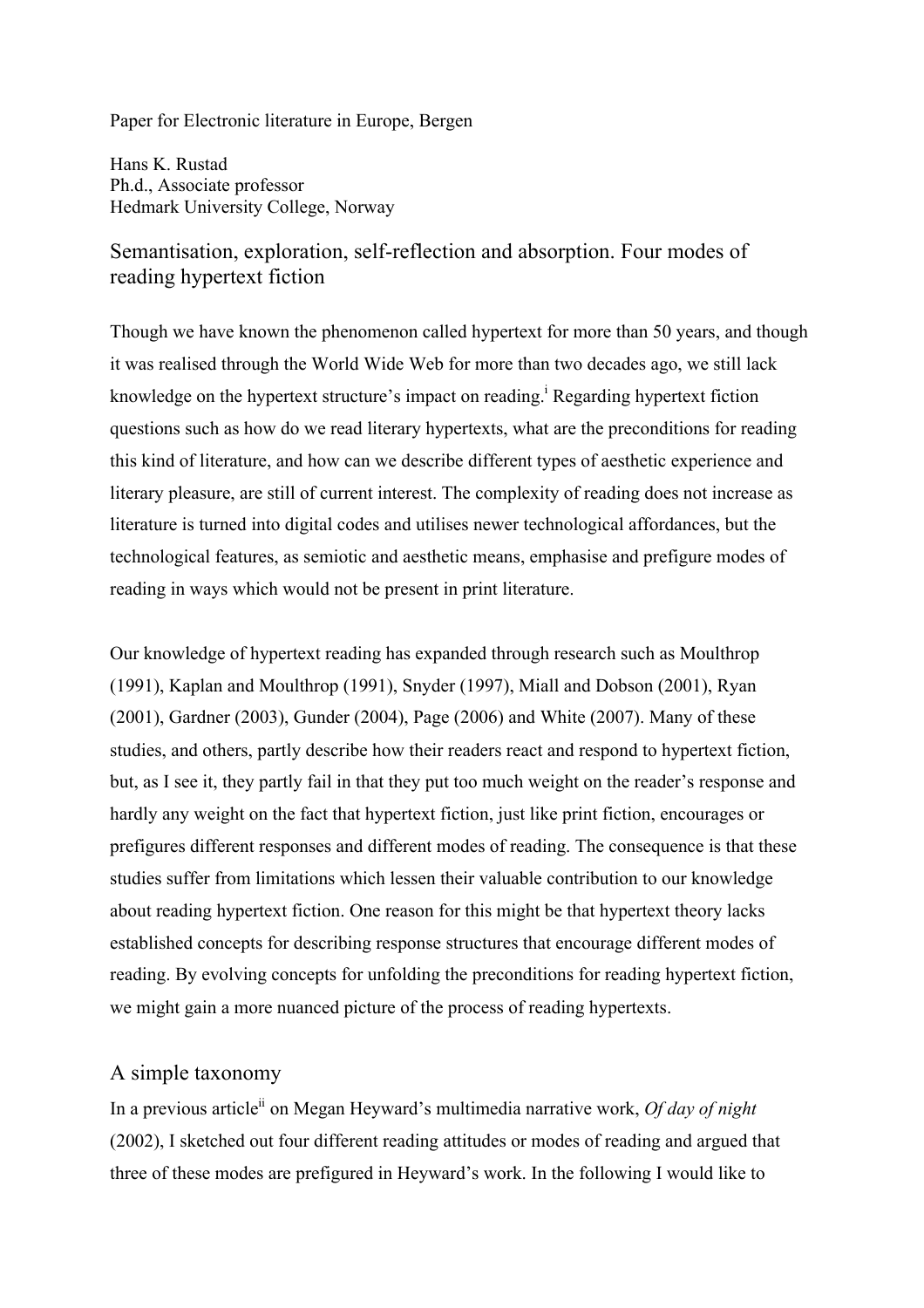Paper for Electronic literature in Europe, Bergen

Hans K. Rustad
Ph.d., Associate professor
Hedmark University College, Norway

# Semantisation, exploration, self-reflection and absorption. Four modes of reading hypertext fiction

Though we have known the phenomenon called hypertext for more than 50 years, and though it was realised through the World Wide Web for more than two decades ago, we still lack knowledge on the hypertext structure's impact on reading.[i] Regarding hypertext fiction questions such as how do we read literary hypertexts, what are the preconditions for reading this kind of literature, and how can we describe different types of aesthetic experience and literary pleasure, are still of current interest. The complexity of reading does not increase as literature is turned into digital codes and utilises newer technological affordances, but the technological features, as semiotic and aesthetic means, emphasise and prefigure modes of reading in ways which would not be present in print literature.

Our knowledge of hypertext reading has expanded through research such as Moulthrop (1991), Kaplan and Moulthrop (1991), Snyder (1997), Miall and Dobson (2001), Ryan (2001), Gardner (2003), Gunder (2004), Page (2006) and White (2007). Many of these studies, and others, partly describe how their readers react and respond to hypertext fiction, but, as I see it, they partly fail in that they put too much weight on the reader's response and hardly any weight on the fact that hypertext fiction, just like print fiction, encourages or prefigures different responses and different modes of reading. The consequence is that these studies suffer from limitations which lessen their valuable contribution to our knowledge about reading hypertext fiction. One reason for this might be that hypertext theory lacks established concepts for describing response structures that encourage different modes of reading. By evolving concepts for unfolding the preconditions for reading hypertext fiction, we might gain a more nuanced picture of the process of reading hypertexts.

## A simple taxonomy

In a previous article[ii] on Megan Heyward's multimedia narrative work, *Of day of night* (2002), I sketched out four different reading attitudes or modes of reading and argued that three of these modes are prefigured in Heyward's work. In the following I would like to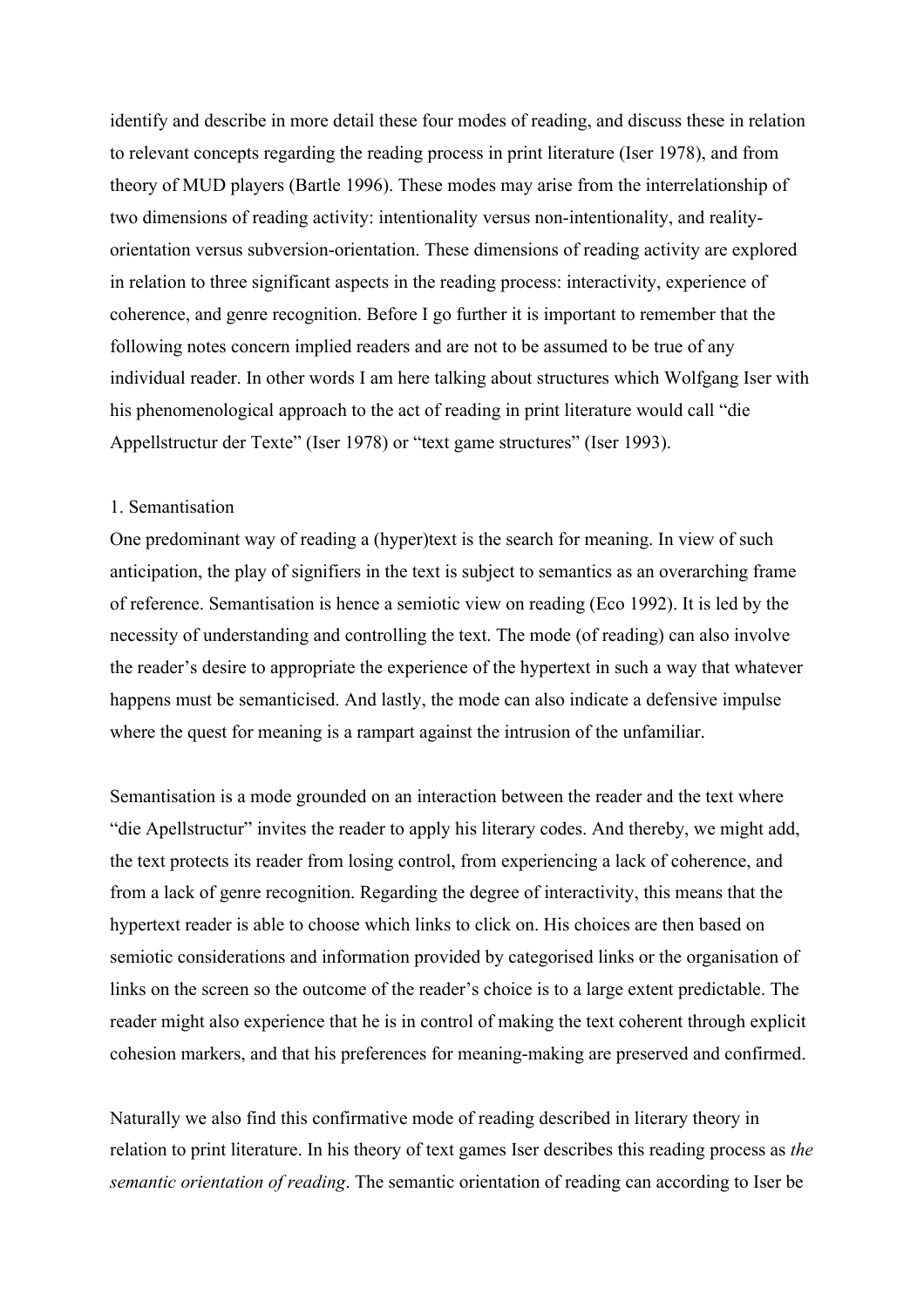identify and describe in more detail these four modes of reading, and discuss these in relation to relevant concepts regarding the reading process in print literature (Iser 1978), and from theory of MUD players (Bartle 1996). These modes may arise from the interrelationship of two dimensions of reading activity: intentionality versus non-intentionality, and reality-orientation versus subversion-orientation. These dimensions of reading activity are explored in relation to three significant aspects in the reading process: interactivity, experience of coherence, and genre recognition. Before I go further it is important to remember that the following notes concern implied readers and are not to be assumed to be true of any individual reader. In other words I am here talking about structures which Wolfgang Iser with his phenomenological approach to the act of reading in print literature would call "die Appellstructur der Texte" (Iser 1978) or "text game structures" (Iser 1993).

1. Semantisation

One predominant way of reading a (hyper)text is the search for meaning. In view of such anticipation, the play of signifiers in the text is subject to semantics as an overarching frame of reference. Semantisation is hence a semiotic view on reading (Eco 1992). It is led by the necessity of understanding and controlling the text. The mode (of reading) can also involve the reader's desire to appropriate the experience of the hypertext in such a way that whatever happens must be semanticised. And lastly, the mode can also indicate a defensive impulse where the quest for meaning is a rampart against the intrusion of the unfamiliar.

Semantisation is a mode grounded on an interaction between the reader and the text where "die Apellstructur" invites the reader to apply his literary codes. And thereby, we might add, the text protects its reader from losing control, from experiencing a lack of coherence, and from a lack of genre recognition. Regarding the degree of interactivity, this means that the hypertext reader is able to choose which links to click on. His choices are then based on semiotic considerations and information provided by categorised links or the organisation of links on the screen so the outcome of the reader's choice is to a large extent predictable. The reader might also experience that he is in control of making the text coherent through explicit cohesion markers, and that his preferences for meaning-making are preserved and confirmed.

Naturally we also find this confirmative mode of reading described in literary theory in relation to print literature. In his theory of text games Iser describes this reading process as *the semantic orientation of reading*. The semantic orientation of reading can according to Iser be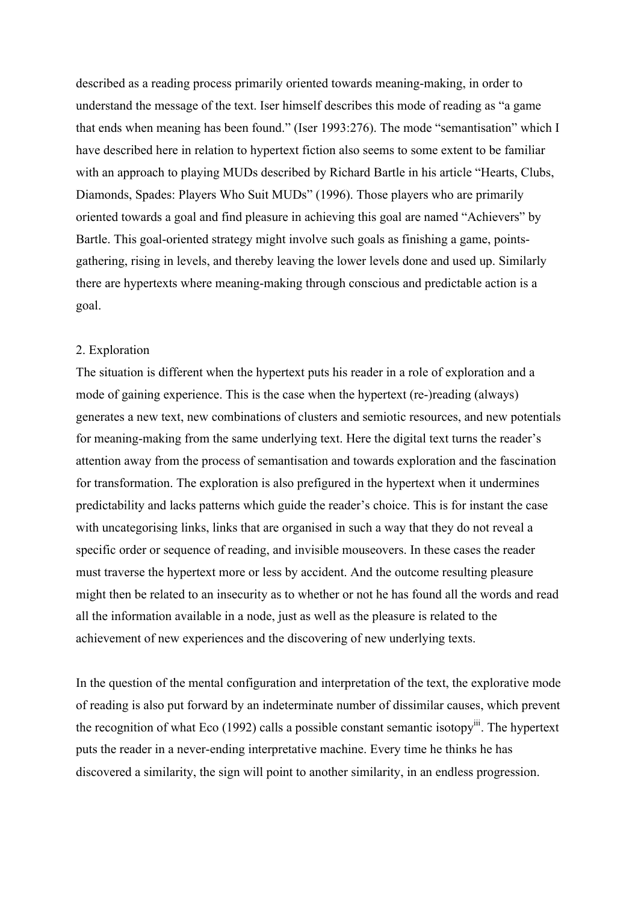described as a reading process primarily oriented towards meaning-making, in order to understand the message of the text. Iser himself describes this mode of reading as "a game that ends when meaning has been found." (Iser 1993:276). The mode "semantisation" which I have described here in relation to hypertext fiction also seems to some extent to be familiar with an approach to playing MUDs described by Richard Bartle in his article "Hearts, Clubs, Diamonds, Spades: Players Who Suit MUDs" (1996). Those players who are primarily oriented towards a goal and find pleasure in achieving this goal are named "Achievers" by Bartle. This goal-oriented strategy might involve such goals as finishing a game, points-gathering, rising in levels, and thereby leaving the lower levels done and used up. Similarly there are hypertexts where meaning-making through conscious and predictable action is a goal.

2. Exploration

The situation is different when the hypertext puts his reader in a role of exploration and a mode of gaining experience. This is the case when the hypertext (re-)reading (always) generates a new text, new combinations of clusters and semiotic resources, and new potentials for meaning-making from the same underlying text. Here the digital text turns the reader's attention away from the process of semantisation and towards exploration and the fascination for transformation. The exploration is also prefigured in the hypertext when it undermines predictability and lacks patterns which guide the reader's choice. This is for instant the case with uncategorising links, links that are organised in such a way that they do not reveal a specific order or sequence of reading, and invisible mouseovers. In these cases the reader must traverse the hypertext more or less by accident. And the outcome resulting pleasure might then be related to an insecurity as to whether or not he has found all the words and read all the information available in a node, just as well as the pleasure is related to the achievement of new experiences and the discovering of new underlying texts.

In the question of the mental configuration and interpretation of the text, the explorative mode of reading is also put forward by an indeterminate number of dissimilar causes, which prevent the recognition of what Eco (1992) calls a possible constant semantic isotopy[iii]. The hypertext puts the reader in a never-ending interpretative machine. Every time he thinks he has discovered a similarity, the sign will point to another similarity, in an endless progression.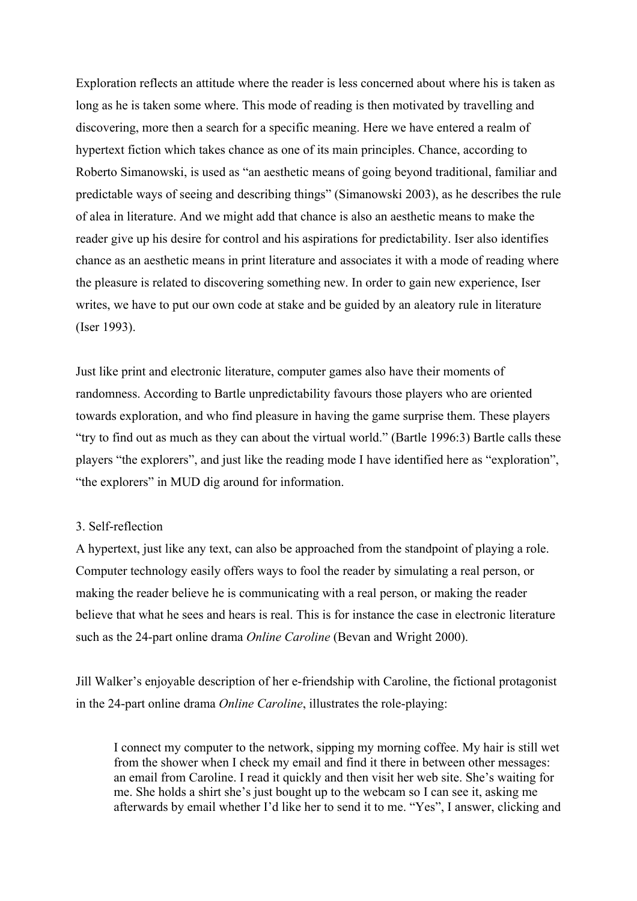Exploration reflects an attitude where the reader is less concerned about where his is taken as long as he is taken some where. This mode of reading is then motivated by travelling and discovering, more then a search for a specific meaning. Here we have entered a realm of hypertext fiction which takes chance as one of its main principles. Chance, according to Roberto Simanowski, is used as "an aesthetic means of going beyond traditional, familiar and predictable ways of seeing and describing things" (Simanowski 2003), as he describes the rule of alea in literature. And we might add that chance is also an aesthetic means to make the reader give up his desire for control and his aspirations for predictability. Iser also identifies chance as an aesthetic means in print literature and associates it with a mode of reading where the pleasure is related to discovering something new. In order to gain new experience, Iser writes, we have to put our own code at stake and be guided by an aleatory rule in literature (Iser 1993).

Just like print and electronic literature, computer games also have their moments of randomness. According to Bartle unpredictability favours those players who are oriented towards exploration, and who find pleasure in having the game surprise them. These players "try to find out as much as they can about the virtual world." (Bartle 1996:3) Bartle calls these players "the explorers", and just like the reading mode I have identified here as "exploration", "the explorers" in MUD dig around for information.

### 3. Self-reflection

A hypertext, just like any text, can also be approached from the standpoint of playing a role. Computer technology easily offers ways to fool the reader by simulating a real person, or making the reader believe he is communicating with a real person, or making the reader believe that what he sees and hears is real. This is for instance the case in electronic literature such as the 24-part online drama *Online Caroline* (Bevan and Wright 2000).

Jill Walker's enjoyable description of her e-friendship with Caroline, the fictional protagonist in the 24-part online drama *Online Caroline*, illustrates the role-playing:

> I connect my computer to the network, sipping my morning coffee. My hair is still wet from the shower when I check my email and find it there in between other messages: an email from Caroline. I read it quickly and then visit her web site. She's waiting for me. She holds a shirt she's just bought up to the webcam so I can see it, asking me afterwards by email whether I'd like her to send it to me. "Yes", I answer, clicking and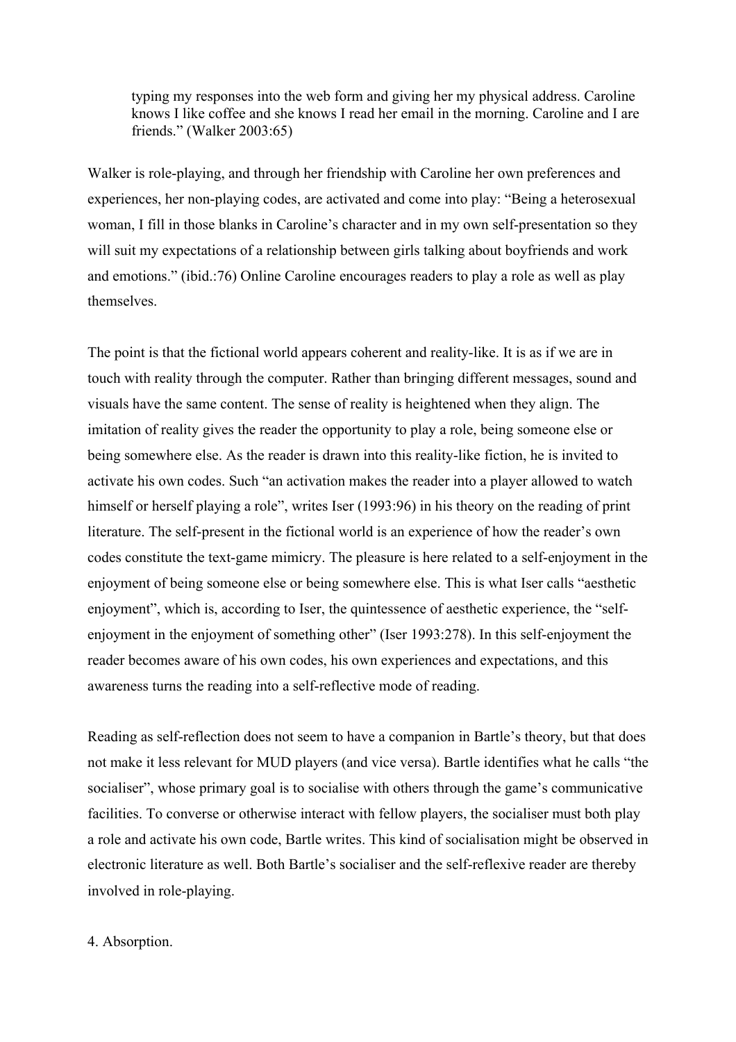> typing my responses into the web form and giving her my physical address. Caroline knows I like coffee and she knows I read her email in the morning. Caroline and I are friends." (Walker 2003:65)

Walker is role-playing, and through her friendship with Caroline her own preferences and experiences, her non-playing codes, are activated and come into play: "Being a heterosexual woman, I fill in those blanks in Caroline's character and in my own self-presentation so they will suit my expectations of a relationship between girls talking about boyfriends and work and emotions." (ibid.:76) Online Caroline encourages readers to play a role as well as play themselves.

The point is that the fictional world appears coherent and reality-like. It is as if we are in touch with reality through the computer. Rather than bringing different messages, sound and visuals have the same content. The sense of reality is heightened when they align. The imitation of reality gives the reader the opportunity to play a role, being someone else or being somewhere else. As the reader is drawn into this reality-like fiction, he is invited to activate his own codes. Such "an activation makes the reader into a player allowed to watch himself or herself playing a role", writes Iser (1993:96) in his theory on the reading of print literature. The self-present in the fictional world is an experience of how the reader's own codes constitute the text-game mimicry. The pleasure is here related to a self-enjoyment in the enjoyment of being someone else or being somewhere else. This is what Iser calls "aesthetic enjoyment", which is, according to Iser, the quintessence of aesthetic experience, the "self-enjoyment in the enjoyment of something other" (Iser 1993:278). In this self-enjoyment the reader becomes aware of his own codes, his own experiences and expectations, and this awareness turns the reading into a self-reflective mode of reading.

Reading as self-reflection does not seem to have a companion in Bartle's theory, but that does not make it less relevant for MUD players (and vice versa). Bartle identifies what he calls "the socialiser", whose primary goal is to socialise with others through the game's communicative facilities. To converse or otherwise interact with fellow players, the socialiser must both play a role and activate his own code, Bartle writes. This kind of socialisation might be observed in electronic literature as well. Both Bartle's socialiser and the self-reflexive reader are thereby involved in role-playing.

## 4. Absorption.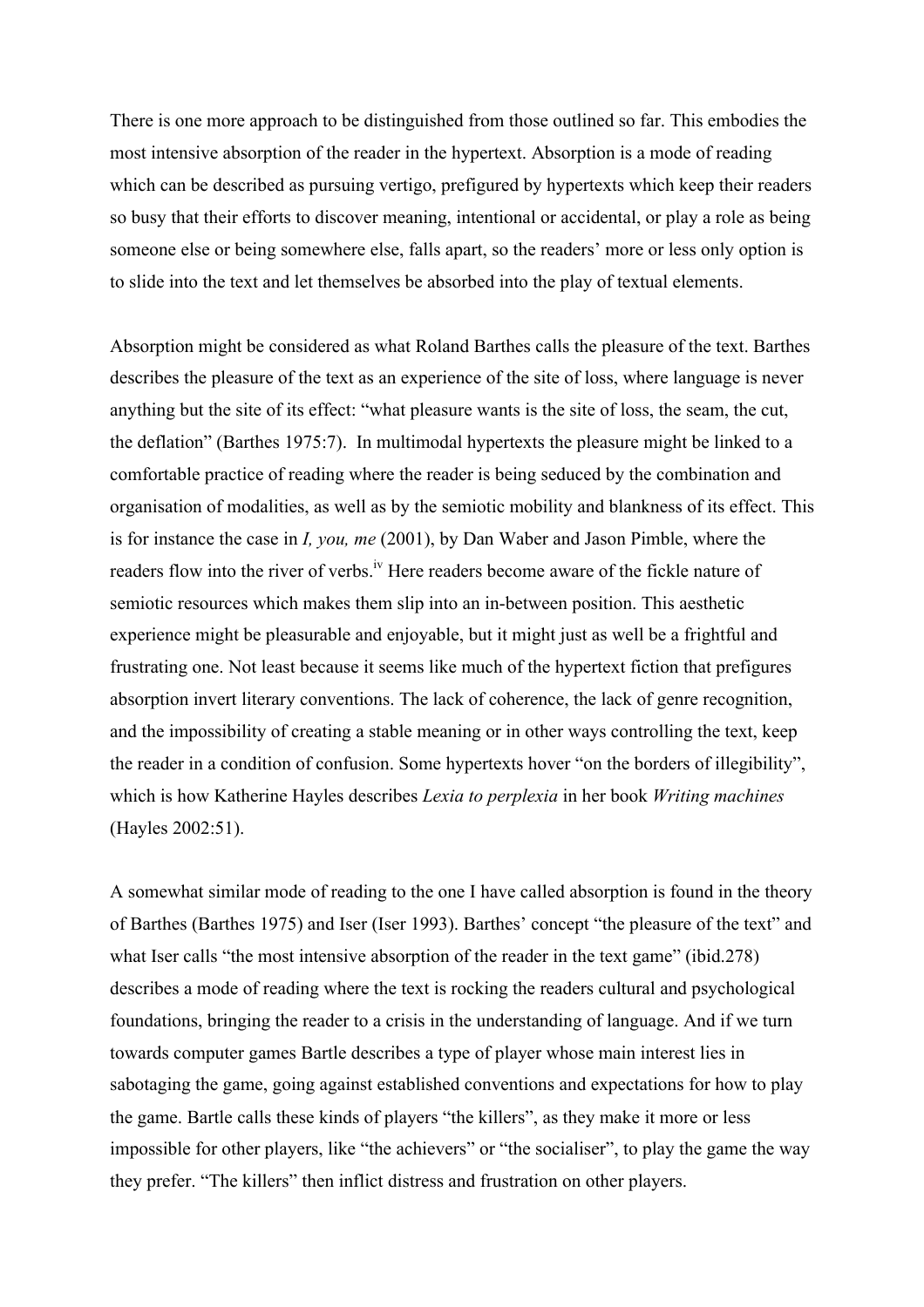There is one more approach to be distinguished from those outlined so far. This embodies the most intensive absorption of the reader in the hypertext. Absorption is a mode of reading which can be described as pursuing vertigo, prefigured by hypertexts which keep their readers so busy that their efforts to discover meaning, intentional or accidental, or play a role as being someone else or being somewhere else, falls apart, so the readers' more or less only option is to slide into the text and let themselves be absorbed into the play of textual elements.

Absorption might be considered as what Roland Barthes calls the pleasure of the text. Barthes describes the pleasure of the text as an experience of the site of loss, where language is never anything but the site of its effect: "what pleasure wants is the site of loss, the seam, the cut, the deflation" (Barthes 1975:7). In multimodal hypertexts the pleasure might be linked to a comfortable practice of reading where the reader is being seduced by the combination and organisation of modalities, as well as by the semiotic mobility and blankness of its effect. This is for instance the case in *I, you, me* (2001), by Dan Waber and Jason Pimble, where the readers flow into the river of verbs.[iv] Here readers become aware of the fickle nature of semiotic resources which makes them slip into an in-between position. This aesthetic experience might be pleasurable and enjoyable, but it might just as well be a frightful and frustrating one. Not least because it seems like much of the hypertext fiction that prefigures absorption invert literary conventions. The lack of coherence, the lack of genre recognition, and the impossibility of creating a stable meaning or in other ways controlling the text, keep the reader in a condition of confusion. Some hypertexts hover "on the borders of illegibility", which is how Katherine Hayles describes *Lexia to perplexia* in her book *Writing machines* (Hayles 2002:51).

A somewhat similar mode of reading to the one I have called absorption is found in the theory of Barthes (Barthes 1975) and Iser (Iser 1993). Barthes' concept "the pleasure of the text" and what Iser calls "the most intensive absorption of the reader in the text game" (ibid.278) describes a mode of reading where the text is rocking the readers cultural and psychological foundations, bringing the reader to a crisis in the understanding of language. And if we turn towards computer games Bartle describes a type of player whose main interest lies in sabotaging the game, going against established conventions and expectations for how to play the game. Bartle calls these kinds of players "the killers", as they make it more or less impossible for other players, like "the achievers" or "the socialiser", to play the game the way they prefer. "The killers" then inflict distress and frustration on other players.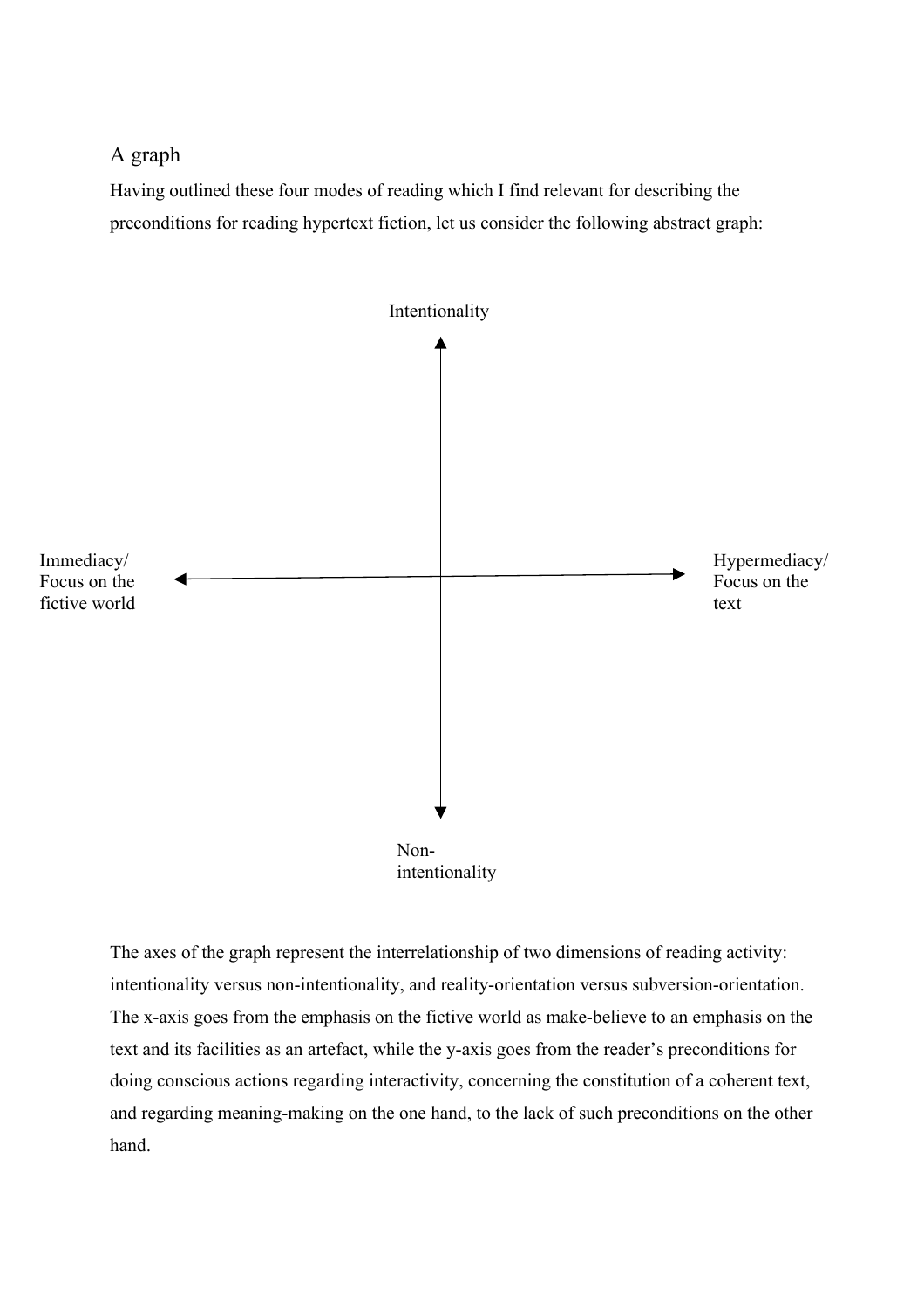## A graph

Having outlined these four modes of reading which I find relevant for describing the preconditions for reading hypertext fiction, let us consider the following abstract graph:

Intentionality

Immediacy/ Focus on the fictive world

Hypermediacy/ Focus on the text

Non-intentionality

The axes of the graph represent the interrelationship of two dimensions of reading activity: intentionality versus non-intentionality, and reality-orientation versus subversion-orientation. The x-axis goes from the emphasis on the fictive world as make-believe to an emphasis on the text and its facilities as an artefact, while the y-axis goes from the reader's preconditions for doing conscious actions regarding interactivity, concerning the constitution of a coherent text, and regarding meaning-making on the one hand, to the lack of such preconditions on the other hand.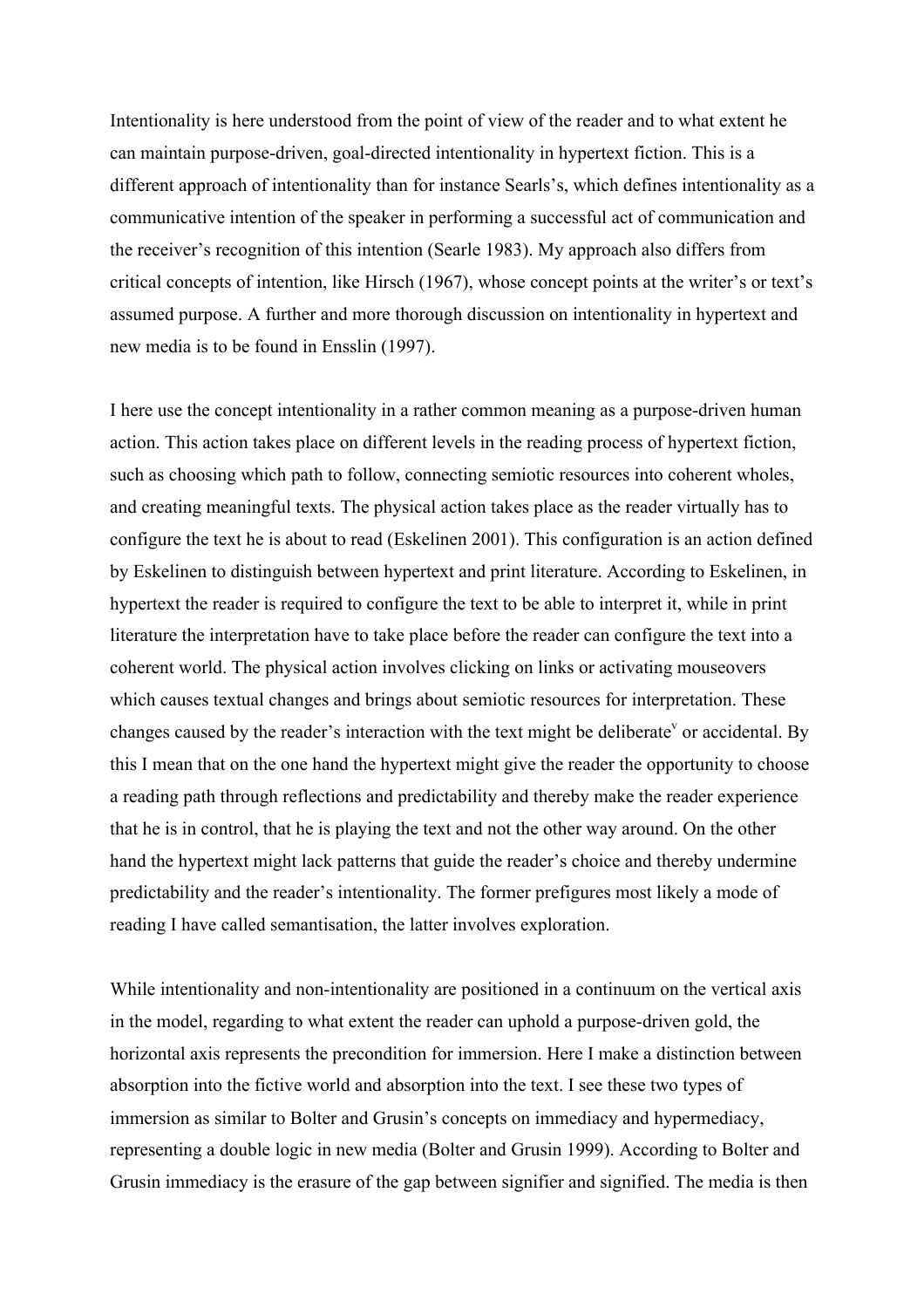Intentionality is here understood from the point of view of the reader and to what extent he can maintain purpose-driven, goal-directed intentionality in hypertext fiction. This is a different approach of intentionality than for instance Searls's, which defines intentionality as a communicative intention of the speaker in performing a successful act of communication and the receiver's recognition of this intention (Searle 1983). My approach also differs from critical concepts of intention, like Hirsch (1967), whose concept points at the writer's or text's assumed purpose. A further and more thorough discussion on intentionality in hypertext and new media is to be found in Ensslin (1997).

I here use the concept intentionality in a rather common meaning as a purpose-driven human action. This action takes place on different levels in the reading process of hypertext fiction, such as choosing which path to follow, connecting semiotic resources into coherent wholes, and creating meaningful texts. The physical action takes place as the reader virtually has to configure the text he is about to read (Eskelinen 2001). This configuration is an action defined by Eskelinen to distinguish between hypertext and print literature. According to Eskelinen, in hypertext the reader is required to configure the text to be able to interpret it, while in print literature the interpretation have to take place before the reader can configure the text into a coherent world. The physical action involves clicking on links or activating mouseovers which causes textual changes and brings about semiotic resources for interpretation. These changes caused by the reader's interaction with the text might be deliberate[v] or accidental. By this I mean that on the one hand the hypertext might give the reader the opportunity to choose a reading path through reflections and predictability and thereby make the reader experience that he is in control, that he is playing the text and not the other way around. On the other hand the hypertext might lack patterns that guide the reader's choice and thereby undermine predictability and the reader's intentionality. The former prefigures most likely a mode of reading I have called semantisation, the latter involves exploration.

While intentionality and non-intentionality are positioned in a continuum on the vertical axis in the model, regarding to what extent the reader can uphold a purpose-driven gold, the horizontal axis represents the precondition for immersion. Here I make a distinction between absorption into the fictive world and absorption into the text. I see these two types of immersion as similar to Bolter and Grusin's concepts on immediacy and hypermediacy, representing a double logic in new media (Bolter and Grusin 1999). According to Bolter and Grusin immediacy is the erasure of the gap between signifier and signified. The media is then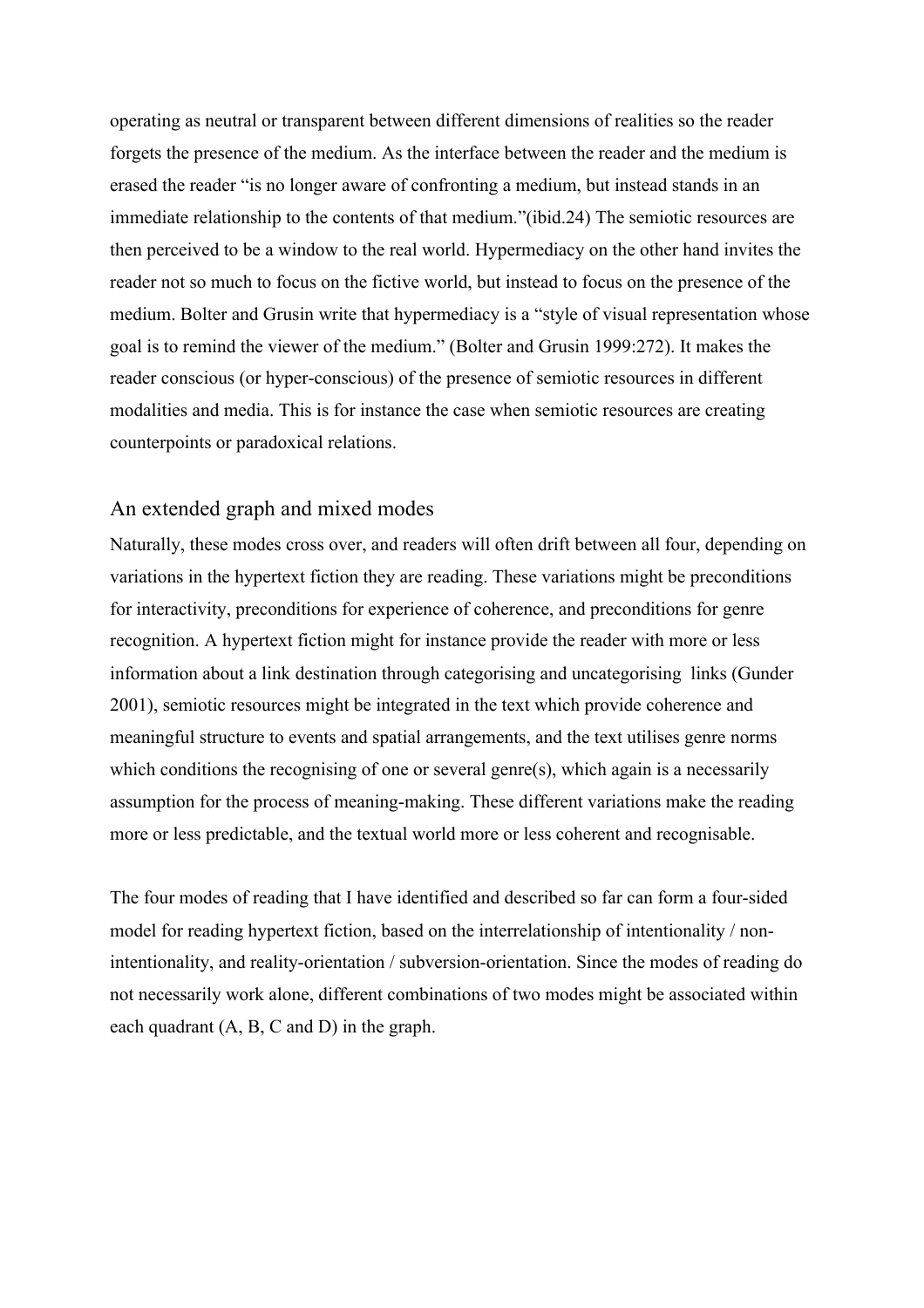operating as neutral or transparent between different dimensions of realities so the reader forgets the presence of the medium. As the interface between the reader and the medium is erased the reader "is no longer aware of confronting a medium, but instead stands in an immediate relationship to the contents of that medium."(ibid.24) The semiotic resources are then perceived to be a window to the real world. Hypermediacy on the other hand invites the reader not so much to focus on the fictive world, but instead to focus on the presence of the medium. Bolter and Grusin write that hypermediacy is a "style of visual representation whose goal is to remind the viewer of the medium." (Bolter and Grusin 1999:272). It makes the reader conscious (or hyper-conscious) of the presence of semiotic resources in different modalities and media. This is for instance the case when semiotic resources are creating counterpoints or paradoxical relations.

## An extended graph and mixed modes

Naturally, these modes cross over, and readers will often drift between all four, depending on variations in the hypertext fiction they are reading. These variations might be preconditions for interactivity, preconditions for experience of coherence, and preconditions for genre recognition. A hypertext fiction might for instance provide the reader with more or less information about a link destination through categorising and uncategorising links (Gunder 2001), semiotic resources might be integrated in the text which provide coherence and meaningful structure to events and spatial arrangements, and the text utilises genre norms which conditions the recognising of one or several genre(s), which again is a necessarily assumption for the process of meaning-making. These different variations make the reading more or less predictable, and the textual world more or less coherent and recognisable.

The four modes of reading that I have identified and described so far can form a four-sided model for reading hypertext fiction, based on the interrelationship of intentionality / non-intentionality, and reality-orientation / subversion-orientation. Since the modes of reading do not necessarily work alone, different combinations of two modes might be associated within each quadrant (A, B, C and D) in the graph.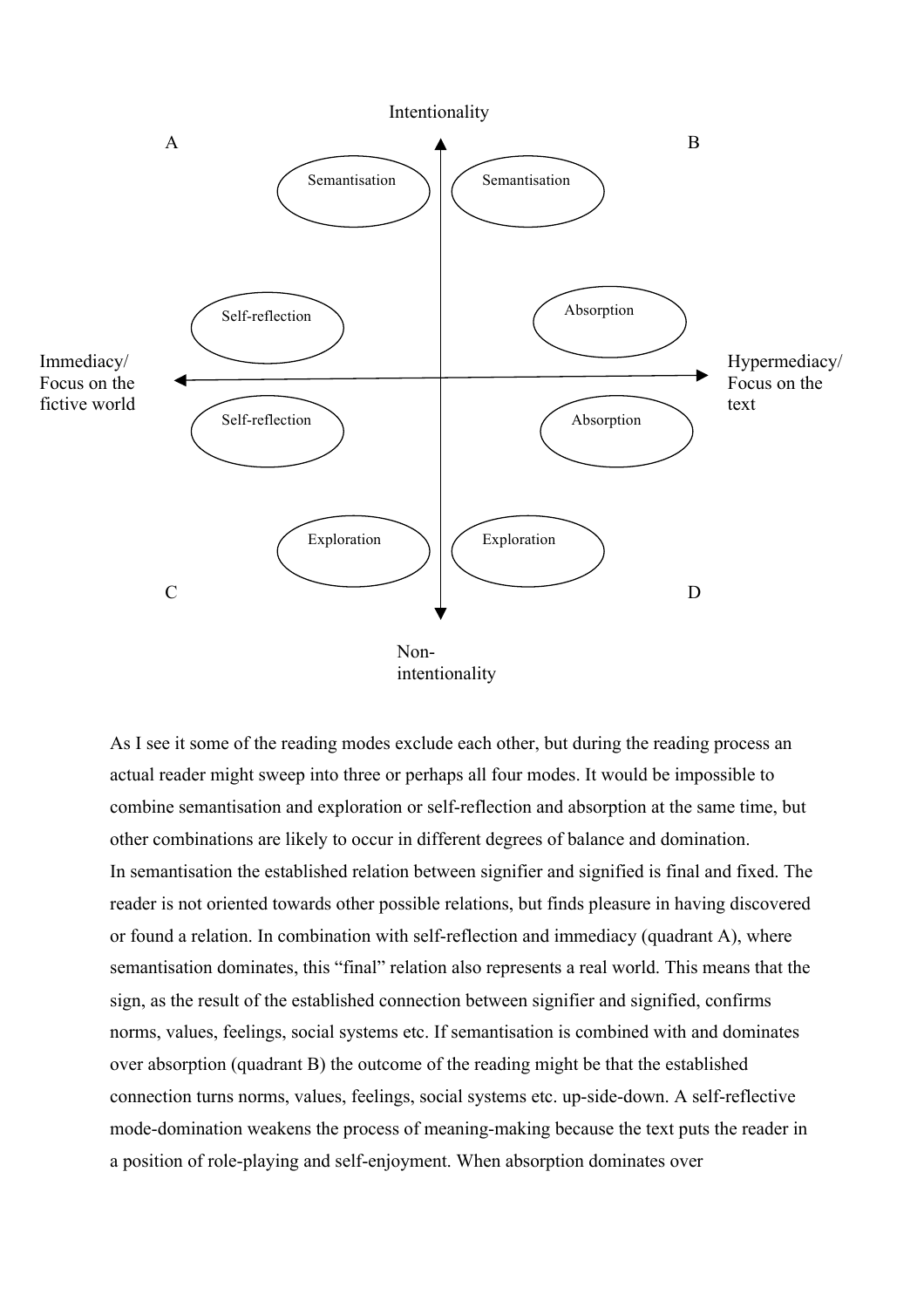Intentionality

A | B

Semantisation | Semantisation

Self-reflection | Absorption

Immediacy/ Focus on the fictive world ← → Hypermediacy/ Focus on the text

Self-reflection | Absorption

Exploration | Exploration

C | D

Non-intentionality

As I see it some of the reading modes exclude each other, but during the reading process an actual reader might sweep into three or perhaps all four modes. It would be impossible to combine semantisation and exploration or self-reflection and absorption at the same time, but other combinations are likely to occur in different degrees of balance and domination.

In semantisation the established relation between signifier and signified is final and fixed. The reader is not oriented towards other possible relations, but finds pleasure in having discovered or found a relation. In combination with self-reflection and immediacy (quadrant A), where semantisation dominates, this "final" relation also represents a real world. This means that the sign, as the result of the established connection between signifier and signified, confirms norms, values, feelings, social systems etc. If semantisation is combined with and dominates over absorption (quadrant B) the outcome of the reading might be that the established connection turns norms, values, feelings, social systems etc. up-side-down. A self-reflective mode-domination weakens the process of meaning-making because the text puts the reader in a position of role-playing and self-enjoyment. When absorption dominates over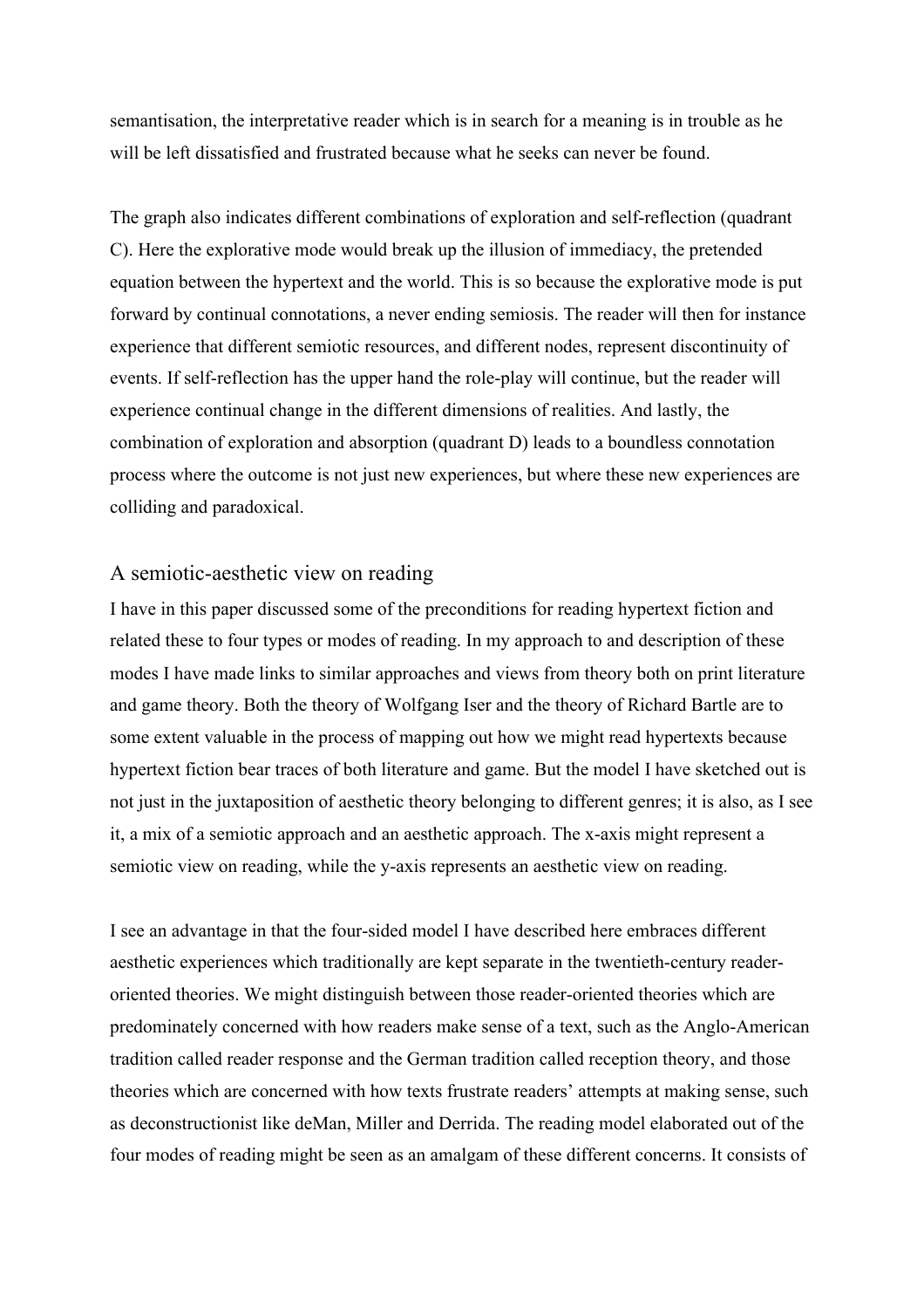semantisation, the interpretative reader which is in search for a meaning is in trouble as he will be left dissatisfied and frustrated because what he seeks can never be found.

The graph also indicates different combinations of exploration and self-reflection (quadrant C). Here the explorative mode would break up the illusion of immediacy, the pretended equation between the hypertext and the world. This is so because the explorative mode is put forward by continual connotations, a never ending semiosis. The reader will then for instance experience that different semiotic resources, and different nodes, represent discontinuity of events. If self-reflection has the upper hand the role-play will continue, but the reader will experience continual change in the different dimensions of realities. And lastly, the combination of exploration and absorption (quadrant D) leads to a boundless connotation process where the outcome is not just new experiences, but where these new experiences are colliding and paradoxical.

## A semiotic-aesthetic view on reading

I have in this paper discussed some of the preconditions for reading hypertext fiction and related these to four types or modes of reading. In my approach to and description of these modes I have made links to similar approaches and views from theory both on print literature and game theory. Both the theory of Wolfgang Iser and the theory of Richard Bartle are to some extent valuable in the process of mapping out how we might read hypertexts because hypertext fiction bear traces of both literature and game. But the model I have sketched out is not just in the juxtaposition of aesthetic theory belonging to different genres; it is also, as I see it, a mix of a semiotic approach and an aesthetic approach. The x-axis might represent a semiotic view on reading, while the y-axis represents an aesthetic view on reading.

I see an advantage in that the four-sided model I have described here embraces different aesthetic experiences which traditionally are kept separate in the twentieth-century reader-oriented theories. We might distinguish between those reader-oriented theories which are predominately concerned with how readers make sense of a text, such as the Anglo-American tradition called reader response and the German tradition called reception theory, and those theories which are concerned with how texts frustrate readers' attempts at making sense, such as deconstructionist like deMan, Miller and Derrida. The reading model elaborated out of the four modes of reading might be seen as an amalgam of these different concerns. It consists of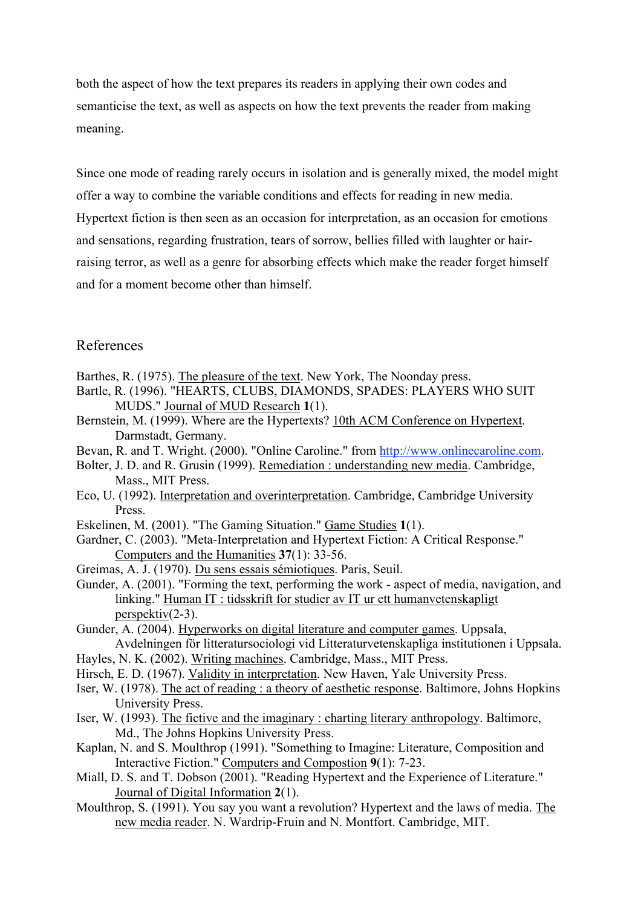both the aspect of how the text prepares its readers in applying their own codes and semanticise the text, as well as aspects on how the text prevents the reader from making meaning.

Since one mode of reading rarely occurs in isolation and is generally mixed, the model might offer a way to combine the variable conditions and effects for reading in new media. Hypertext fiction is then seen as an occasion for interpretation, as an occasion for emotions and sensations, regarding frustration, tears of sorrow, bellies filled with laughter or hair-raising terror, as well as a genre for absorbing effects which make the reader forget himself and for a moment become other than himself.

## References

Barthes, R. (1975). The pleasure of the text. New York, The Noonday press.

Bartle, R. (1996). "HEARTS, CLUBS, DIAMONDS, SPADES: PLAYERS WHO SUIT MUDS." Journal of MUD Research **1**(1).

Bernstein, M. (1999). Where are the Hypertexts? 10th ACM Conference on Hypertext. Darmstadt, Germany.

Bevan, R. and T. Wright. (2000). "Online Caroline." from http://www.onlinecaroline.com.

Bolter, J. D. and R. Grusin (1999). Remediation : understanding new media. Cambridge, Mass., MIT Press.

Eco, U. (1992). Interpretation and overinterpretation. Cambridge, Cambridge University Press.

Eskelinen, M. (2001). "The Gaming Situation." Game Studies **1**(1).

Gardner, C. (2003). "Meta-Interpretation and Hypertext Fiction: A Critical Response." Computers and the Humanities **37**(1): 33-56.

Greimas, A. J. (1970). Du sens essais sémiotiques. Paris, Seuil.

Gunder, A. (2001). "Forming the text, performing the work - aspect of media, navigation, and linking." Human IT : tidsskrift for studier av IT ur ett humanvetenskapligt perspektiv(2-3).

Gunder, A. (2004). Hyperworks on digital literature and computer games. Uppsala, Avdelningen för litteratursociologi vid Litteraturvetenskapliga institutionen i Uppsala.

Hayles, N. K. (2002). Writing machines. Cambridge, Mass., MIT Press.

Hirsch, E. D. (1967). Validity in interpretation. New Haven, Yale University Press.

Iser, W. (1978). The act of reading : a theory of aesthetic response. Baltimore, Johns Hopkins University Press.

Iser, W. (1993). The fictive and the imaginary : charting literary anthropology. Baltimore, Md., The Johns Hopkins University Press.

Kaplan, N. and S. Moulthrop (1991). "Something to Imagine: Literature, Composition and Interactive Fiction." Computers and Compostion **9**(1): 7-23.

Miall, D. S. and T. Dobson (2001). "Reading Hypertext and the Experience of Literature." Journal of Digital Information **2**(1).

Moulthrop, S. (1991). You say you want a revolution? Hypertext and the laws of media. The new media reader. N. Wardrip-Fruin and N. Montfort. Cambridge, MIT.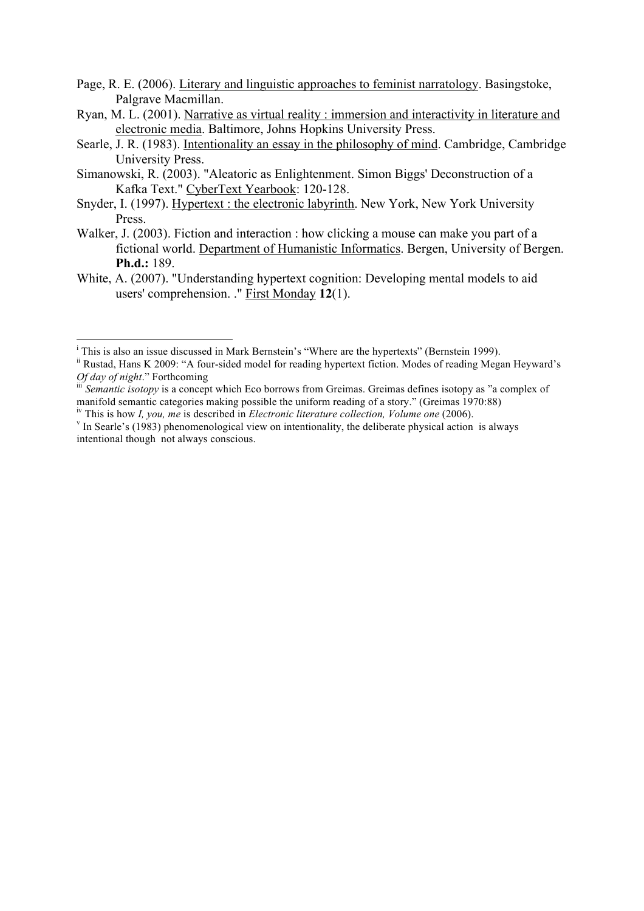Page, R. E. (2006). Literary and linguistic approaches to feminist narratology. Basingstoke, Palgrave Macmillan.

Ryan, M. L. (2001). Narrative as virtual reality : immersion and interactivity in literature and electronic media. Baltimore, Johns Hopkins University Press.

Searle, J. R. (1983). Intentionality an essay in the philosophy of mind. Cambridge, Cambridge University Press.

Simanowski, R. (2003). "Aleatoric as Enlightenment. Simon Biggs' Deconstruction of a Kafka Text." CyberText Yearbook: 120-128.

Snyder, I. (1997). Hypertext : the electronic labyrinth. New York, New York University Press.

Walker, J. (2003). Fiction and interaction : how clicking a mouse can make you part of a fictional world. Department of Humanistic Informatics. Bergen, University of Bergen. **Ph.d.:** 189.

White, A. (2007). "Understanding hypertext cognition: Developing mental models to aid users' comprehension. ." First Monday **12**(1).

---

[i] This is also an issue discussed in Mark Bernstein's "Where are the hypertexts" (Bernstein 1999).

[ii] Rustad, Hans K 2009: "A four-sided model for reading hypertext fiction. Modes of reading Megan Heyward's *Of day of night*." Forthcoming

[iii] *Semantic isotopy* is a concept which Eco borrows from Greimas. Greimas defines isotopy as "a complex of manifold semantic categories making possible the uniform reading of a story." (Greimas 1970:88)

[iv] This is how *I, you, me* is described in *Electronic literature collection, Volume one* (2006).

[v] In Searle's (1983) phenomenological view on intentionality, the deliberate physical action is always intentional though not always conscious.